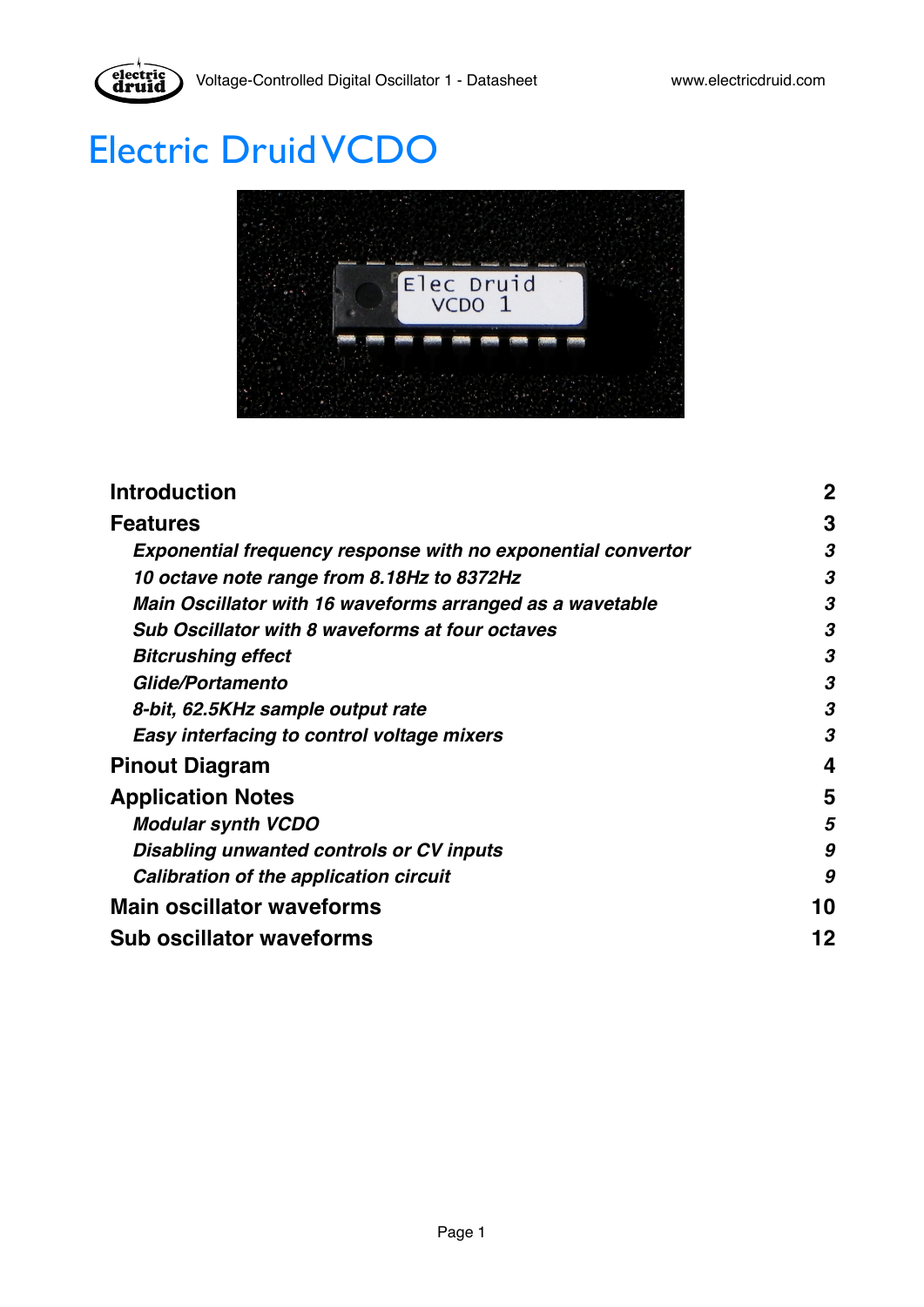# Electric Druid VCDO

| | |
|---|---|
| **Introduction** | **2** |
| **Features** | **3** |
| ***Exponential frequency response with no exponential convertor*** | ***3*** |
| ***10 octave note range from 8.18Hz to 8372Hz*** | ***3*** |
| ***Main Oscillator with 16 waveforms arranged as a wavetable*** | ***3*** |
| ***Sub Oscillator with 8 waveforms at four octaves*** | ***3*** |
| ***Bitcrushing effect*** | ***3*** |
| ***Glide/Portamento*** | ***3*** |
| ***8-bit, 62.5KHz sample output rate*** | ***3*** |
| ***Easy interfacing to control voltage mixers*** | ***3*** |
| **Pinout Diagram** | **4** |
| **Application Notes** | **5** |
| ***Modular synth VCDO*** | ***5*** |
| ***Disabling unwanted controls or CV inputs*** | ***9*** |
| ***Calibration of the application circuit*** | ***9*** |
| **Main oscillator waveforms** | **10** |
| **Sub oscillator waveforms** | **12** |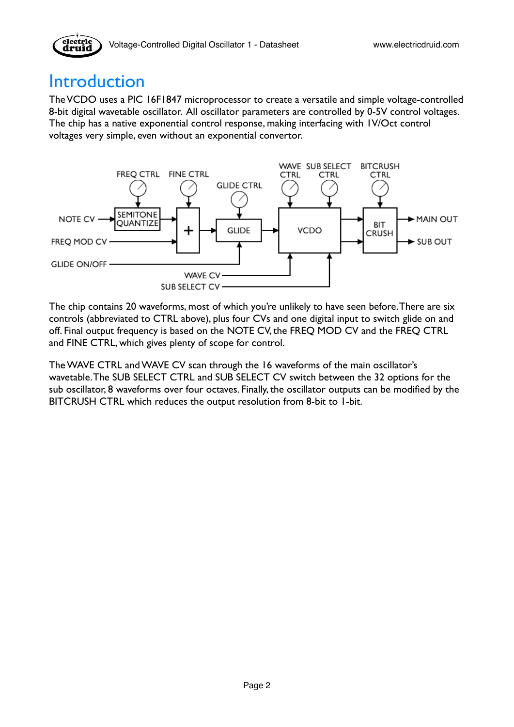# Introduction

The VCDO uses a PIC 16F1847 microprocessor to create a versatile and simple voltage-controlled 8-bit digital wavetable oscillator. All oscillator parameters are controlled by 0-5V control voltages. The chip has a native exponential control response, making interfacing with 1V/Oct control voltages very simple, even without an exponential convertor.

The chip contains 20 waveforms, most of which you're unlikely to have seen before. There are six controls (abbreviated to CTRL above), plus four CVs and one digital input to switch glide on and off. Final output frequency is based on the NOTE CV, the FREQ MOD CV and the FREQ CTRL and FINE CTRL, which gives plenty of scope for control.

The WAVE CTRL and WAVE CV scan through the 16 waveforms of the main oscillator's wavetable. The SUB SELECT CTRL and SUB SELECT CV switch between the 32 options for the sub oscillator, 8 waveforms over four octaves. Finally, the oscillator outputs can be modified by the BITCRUSH CTRL which reduces the output resolution from 8-bit to 1-bit.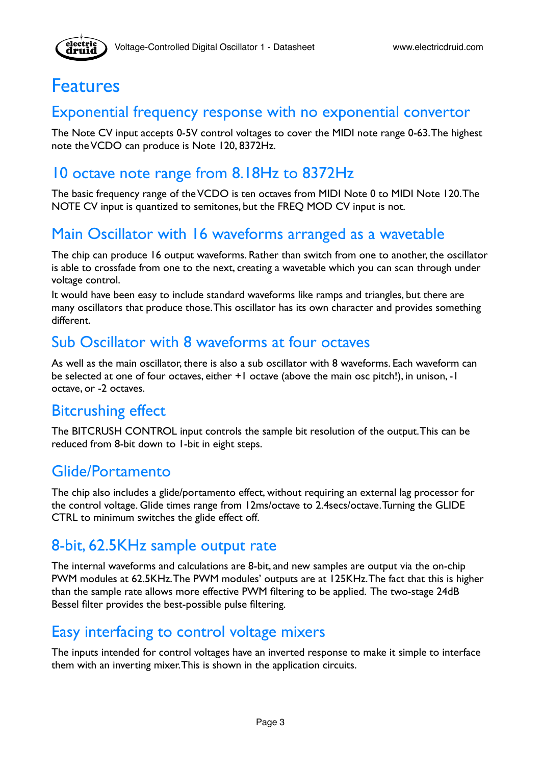# Features

## Exponential frequency response with no exponential convertor

The Note CV input accepts 0-5V control voltages to cover the MIDI note range 0-63. The highest note the VCDO can produce is Note 120, 8372Hz.

## 10 octave note range from 8.18Hz to 8372Hz

The basic frequency range of the VCDO is ten octaves from MIDI Note 0 to MIDI Note 120. The NOTE CV input is quantized to semitones, but the FREQ MOD CV input is not.

## Main Oscillator with 16 waveforms arranged as a wavetable

The chip can produce 16 output waveforms. Rather than switch from one to another, the oscillator is able to crossfade from one to the next, creating a wavetable which you can scan through under voltage control.

It would have been easy to include standard waveforms like ramps and triangles, but there are many oscillators that produce those. This oscillator has its own character and provides something different.

## Sub Oscillator with 8 waveforms at four octaves

As well as the main oscillator, there is also a sub oscillator with 8 waveforms. Each waveform can be selected at one of four octaves, either +1 octave (above the main osc pitch!), in unison, -1 octave, or -2 octaves.

## Bitcrushing effect

The BITCRUSH CONTROL input controls the sample bit resolution of the output. This can be reduced from 8-bit down to 1-bit in eight steps.

## Glide/Portamento

The chip also includes a glide/portamento effect, without requiring an external lag processor for the control voltage. Glide times range from 12ms/octave to 2.4secs/octave. Turning the GLIDE CTRL to minimum switches the glide effect off.

## 8-bit, 62.5KHz sample output rate

The internal waveforms and calculations are 8-bit, and new samples are output via the on-chip PWM modules at 62.5KHz. The PWM modules' outputs are at 125KHz. The fact that this is higher than the sample rate allows more effective PWM filtering to be applied. The two-stage 24dB Bessel filter provides the best-possible pulse filtering.

## Easy interfacing to control voltage mixers

The inputs intended for control voltages have an inverted response to make it simple to interface them with an inverting mixer. This is shown in the application circuits.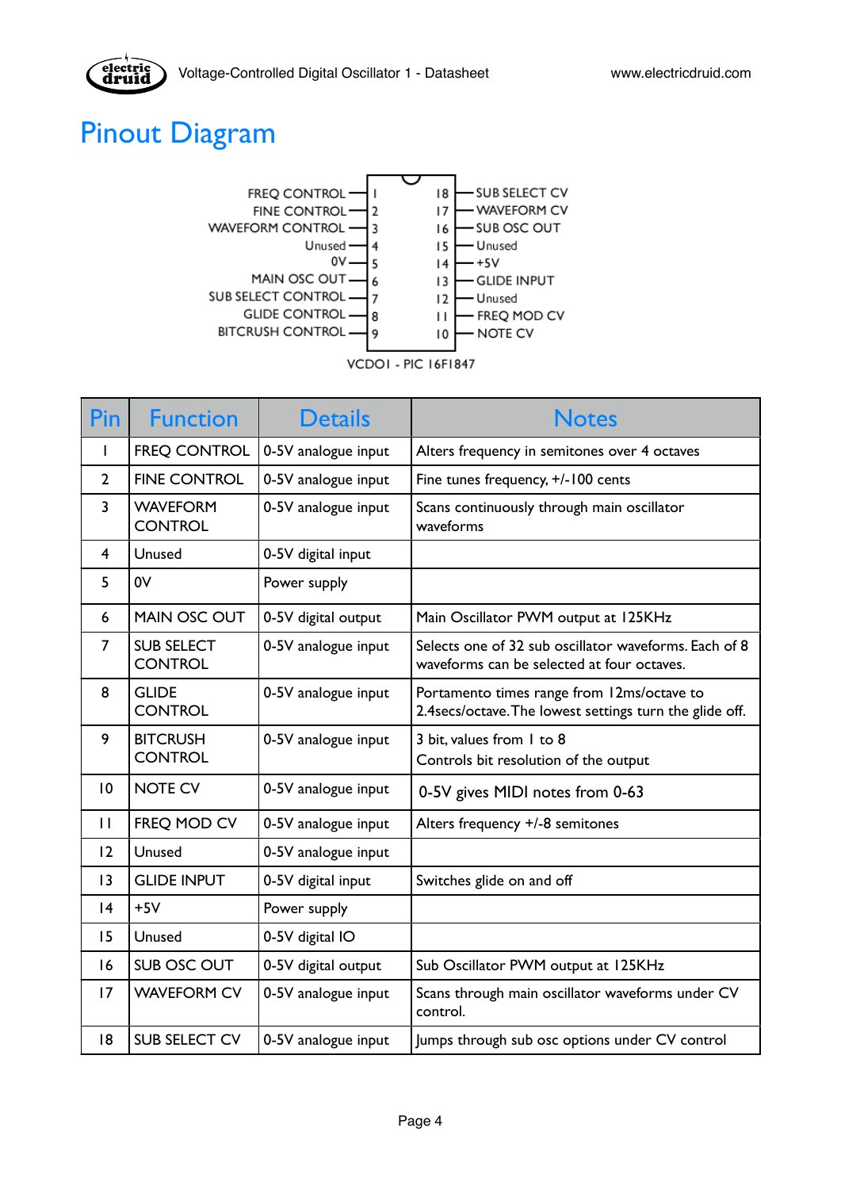# Pinout Diagram

| Pin | Function | | Pin | Function |
|---|---|---|---|---|
| 1 | FREQ CONTROL | | 18 | SUB SELECT CV |
| 2 | FINE CONTROL | | 17 | WAVEFORM CV |
| 3 | WAVEFORM CONTROL | | 16 | SUB OSC OUT |
| 4 | Unused | | 15 | Unused |
| 5 | 0V | | 14 | +5V |
| 6 | MAIN OSC OUT | | 13 | GLIDE INPUT |
| 7 | SUB SELECT CONTROL | | 12 | Unused |
| 8 | GLIDE CONTROL | | 11 | FREQ MOD CV |
| 9 | BITCRUSH CONTROL | | 10 | NOTE CV |

VCDO1 - PIC 16F1847

| Pin | Function | Details | Notes |
|---|---|---|---|
| 1 | FREQ CONTROL | 0-5V analogue input | Alters frequency in semitones over 4 octaves |
| 2 | FINE CONTROL | 0-5V analogue input | Fine tunes frequency, +/-100 cents |
| 3 | WAVEFORM CONTROL | 0-5V analogue input | Scans continuously through main oscillator waveforms |
| 4 | Unused | 0-5V digital input | |
| 5 | 0V | Power supply | |
| 6 | MAIN OSC OUT | 0-5V digital output | Main Oscillator PWM output at 125KHz |
| 7 | SUB SELECT CONTROL | 0-5V analogue input | Selects one of 32 sub oscillator waveforms. Each of 8 waveforms can be selected at four octaves. |
| 8 | GLIDE CONTROL | 0-5V analogue input | Portamento times range from 12ms/octave to 2.4secs/octave. The lowest settings turn the glide off. |
| 9 | BITCRUSH CONTROL | 0-5V analogue input | 3 bit, values from 1 to 8<br>Controls bit resolution of the output |
| 10 | NOTE CV | 0-5V analogue input | 0-5V gives MIDI notes from 0-63 |
| 11 | FREQ MOD CV | 0-5V analogue input | Alters frequency +/-8 semitones |
| 12 | Unused | 0-5V analogue input | |
| 13 | GLIDE INPUT | 0-5V digital input | Switches glide on and off |
| 14 | +5V | Power supply | |
| 15 | Unused | 0-5V digital IO | |
| 16 | SUB OSC OUT | 0-5V digital output | Sub Oscillator PWM output at 125KHz |
| 17 | WAVEFORM CV | 0-5V analogue input | Scans through main oscillator waveforms under CV control. |
| 18 | SUB SELECT CV | 0-5V analogue input | Jumps through sub osc options under CV control |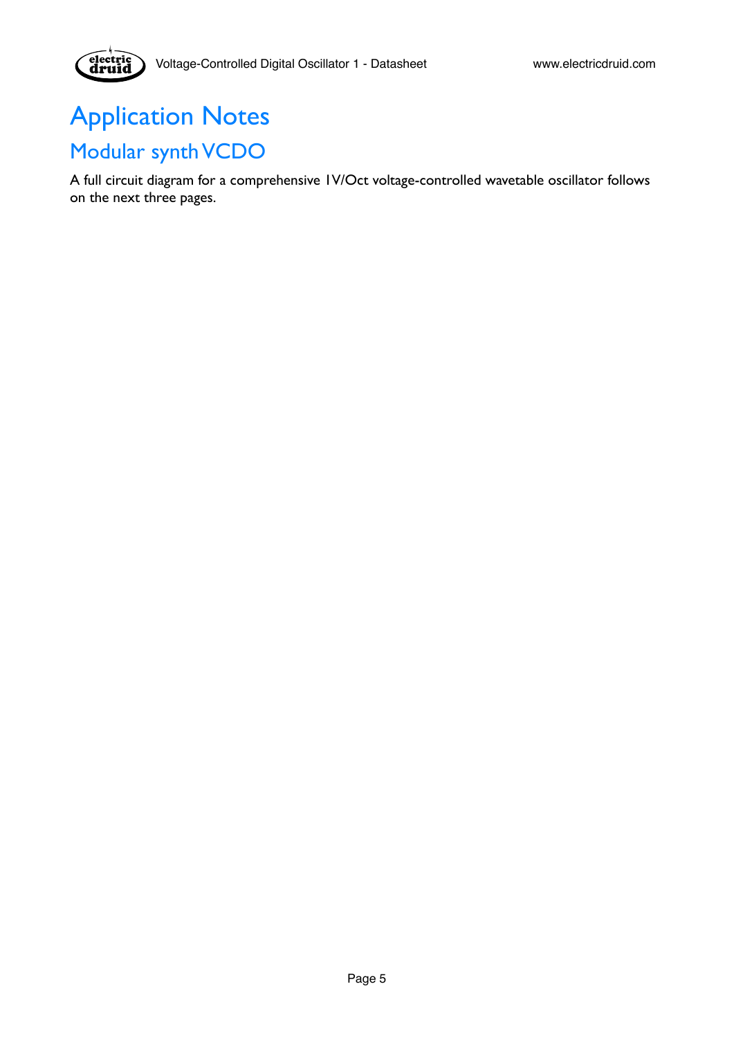# Application Notes

## Modular synth VCDO

A full circuit diagram for a comprehensive 1V/Oct voltage-controlled wavetable oscillator follows on the next three pages.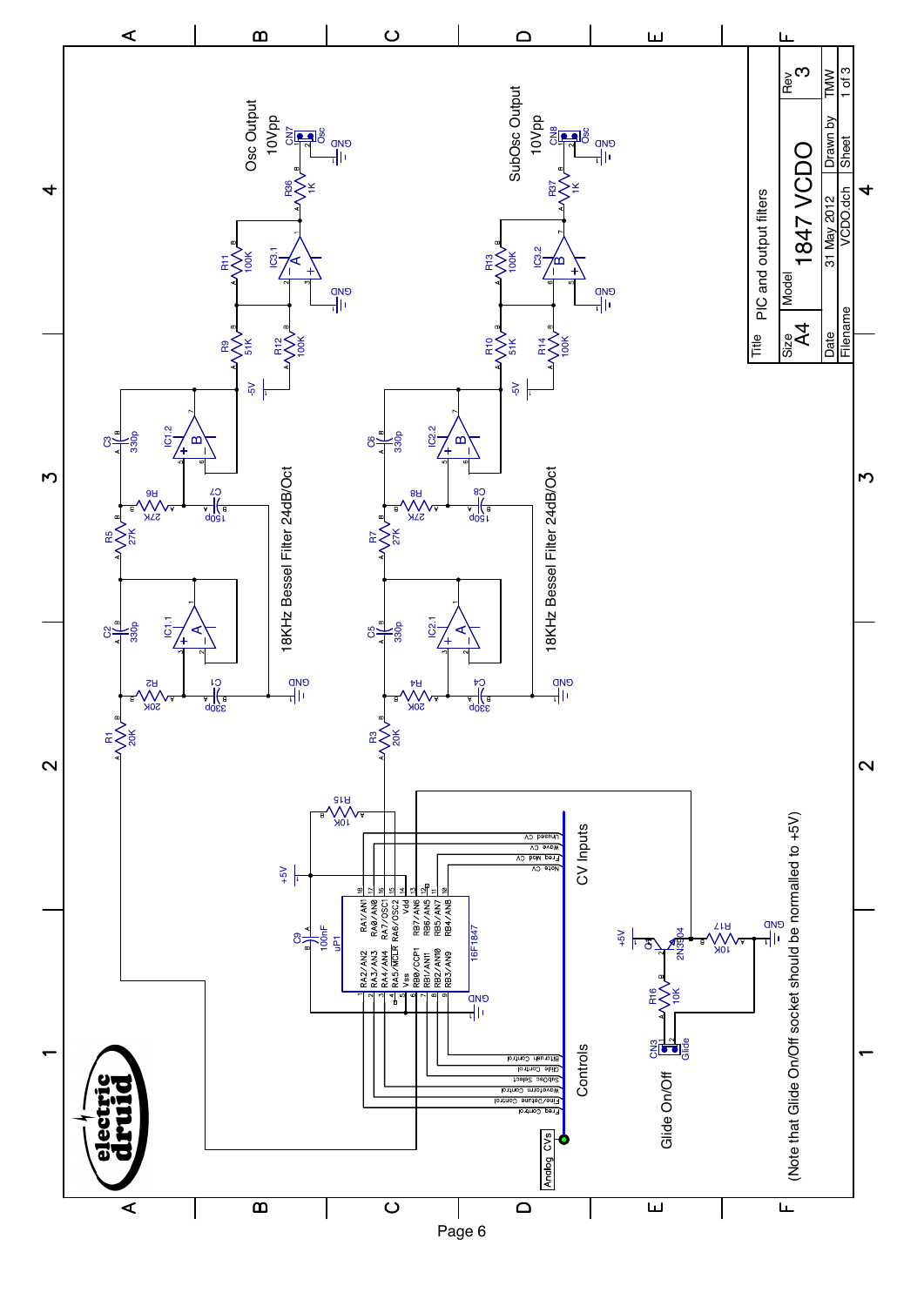# PIC and output filters

Osc Output 10Vpp

SubOsc Output 10Vpp

18KHz Bessel Filter 24dB/Oct

18KHz Bessel Filter 24dB/Oct

CV Inputs

Controls

Glide On/Off

(Note that Glide On/Off socket should be normalled to +5V)

| Title | PIC and output filters | |
|---|---|---|
| Size: A4 | Model: 1847 VCDO | Rev: 3 |
| Date: 31 May 2012 | Drawn by: TMW | |
| Filename: VCDO.dch | Sheet: 1 of 3 | |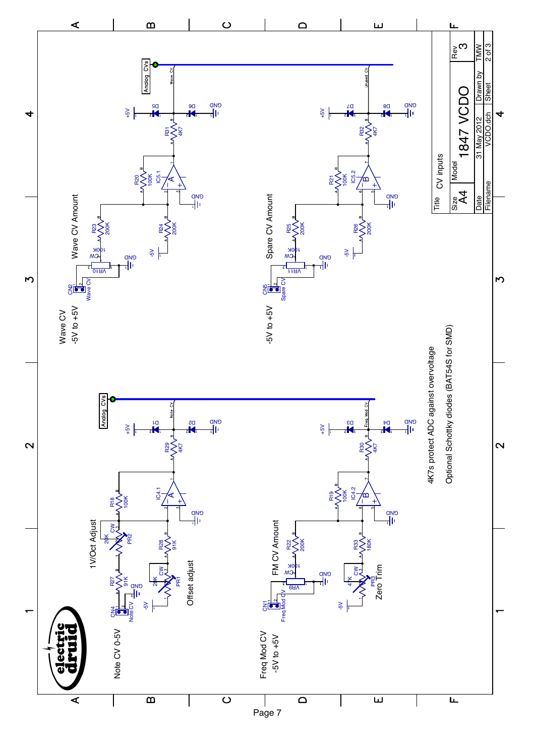Note CV 0-5V

1V/Oct Adjust

Offset adjust

Freq Mod CV
-5V to +5V

FM CV Amount

Zero Trim

Wave CV
-5V to +5V

Wave CV Amount

-5V to +5V

Spare CV Amount

4K7s protect ADC against overvoltage

Optional Schottky diodes (BAT54S for SMD)

| Title | CV inputs | | |
|---|---|---|---|
| Size | Model | | Rev |
| A4 | 1847 VCDO | | 3 |
| Date | 31 May 2012 | Drawn by | TMW |
| Filename | VCDO.dch | Sheet | 2 of 3 |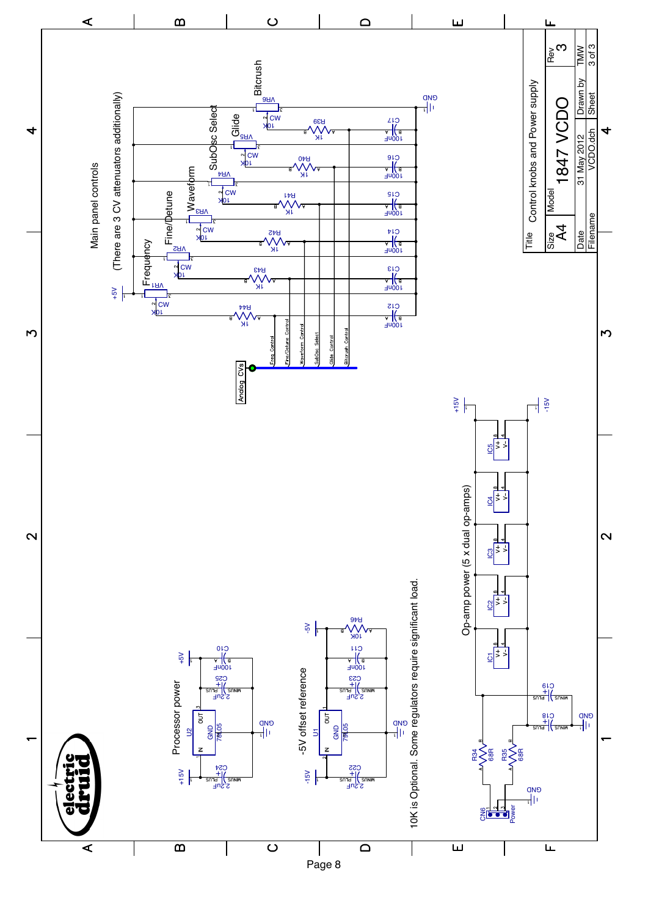## Main panel controls

(There are 3 CV attenuators additionally)

Frequency — VR1 10K
Fine/Detune — VR2 10K
Waveform — VR3 10K
SubOsc Select — VR4 10K
Glide — VR5 10K
Bitcrush — VR6 10K

R39 1K, R40 1K, R41 1K, R42 1K, R43 1K, R44 1K

C12 100nF, C13 100nF, C14 100nF, C15 100nF, C16 100nF, C17 100nF

+5V, GND

Analog CVs: Freq Control, Fine/Detune Control, Waveform Control, SubOsc Select, Glide Control, Bitcrush Control

## Processor power

+15V, U2 78L05 (IN, GND, OUT), +5V

C24 2.2uF, C25 2.2uF, C10 100nF, GND

## -5V offset reference

-15V, U1 79L05 (IN, GND, OUT), -5V

C22 2.2uF, C23 2.2uF, C11 100nF, R46 10K, GND

10K is Optional. Some regulators require significant load.

## Op-amp power (5 x dual op-amps)

IC1, IC2, IC3, IC4, IC5 (V+ pin 8, V- pin 4)

+15V, -15V

CN6 Power, R34 68R, R35 68R, C18, C19, GND

| Title | Control knobs and Power supply | |
|---|---|---|
| Size | Model | Rev |
| A4 | 1847 VCDO | 3 |
| Date | 31 May 2012 | Drawn by: TMW |
| Filename | VCDO.dch | Sheet: 3 of 3 |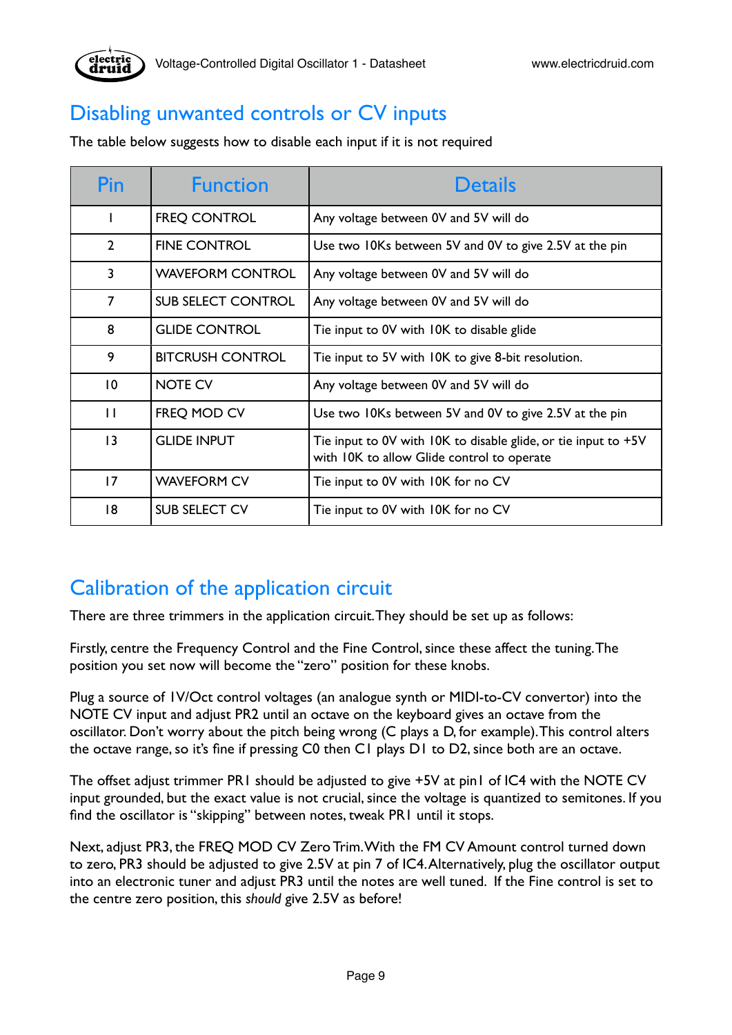## Disabling unwanted controls or CV inputs

The table below suggests how to disable each input if it is not required

| Pin | Function | Details |
|---|---|---|
| 1 | FREQ CONTROL | Any voltage between 0V and 5V will do |
| 2 | FINE CONTROL | Use two 10Ks between 5V and 0V to give 2.5V at the pin |
| 3 | WAVEFORM CONTROL | Any voltage between 0V and 5V will do |
| 7 | SUB SELECT CONTROL | Any voltage between 0V and 5V will do |
| 8 | GLIDE CONTROL | Tie input to 0V with 10K to disable glide |
| 9 | BITCRUSH CONTROL | Tie input to 5V with 10K to give 8-bit resolution. |
| 10 | NOTE CV | Any voltage between 0V and 5V will do |
| 11 | FREQ MOD CV | Use two 10Ks between 5V and 0V to give 2.5V at the pin |
| 13 | GLIDE INPUT | Tie input to 0V with 10K to disable glide, or tie input to +5V with 10K to allow Glide control to operate |
| 17 | WAVEFORM CV | Tie input to 0V with 10K for no CV |
| 18 | SUB SELECT CV | Tie input to 0V with 10K for no CV |

## Calibration of the application circuit

There are three trimmers in the application circuit. They should be set up as follows:

Firstly, centre the Frequency Control and the Fine Control, since these affect the tuning. The position you set now will become the "zero" position for these knobs.

Plug a source of 1V/Oct control voltages (an analogue synth or MIDI-to-CV convertor) into the NOTE CV input and adjust PR2 until an octave on the keyboard gives an octave from the oscillator. Don't worry about the pitch being wrong (C plays a D, for example). This control alters the octave range, so it's fine if pressing C0 then C1 plays D1 to D2, since both are an octave.

The offset adjust trimmer PR1 should be adjusted to give +5V at pin1 of IC4 with the NOTE CV input grounded, but the exact value is not crucial, since the voltage is quantized to semitones. If you find the oscillator is "skipping" between notes, tweak PR1 until it stops.

Next, adjust PR3, the FREQ MOD CV Zero Trim. With the FM CV Amount control turned down to zero, PR3 should be adjusted to give 2.5V at pin 7 of IC4. Alternatively, plug the oscillator output into an electronic tuner and adjust PR3 until the notes are well tuned. If the Fine control is set to the centre zero position, this *should* give 2.5V as before!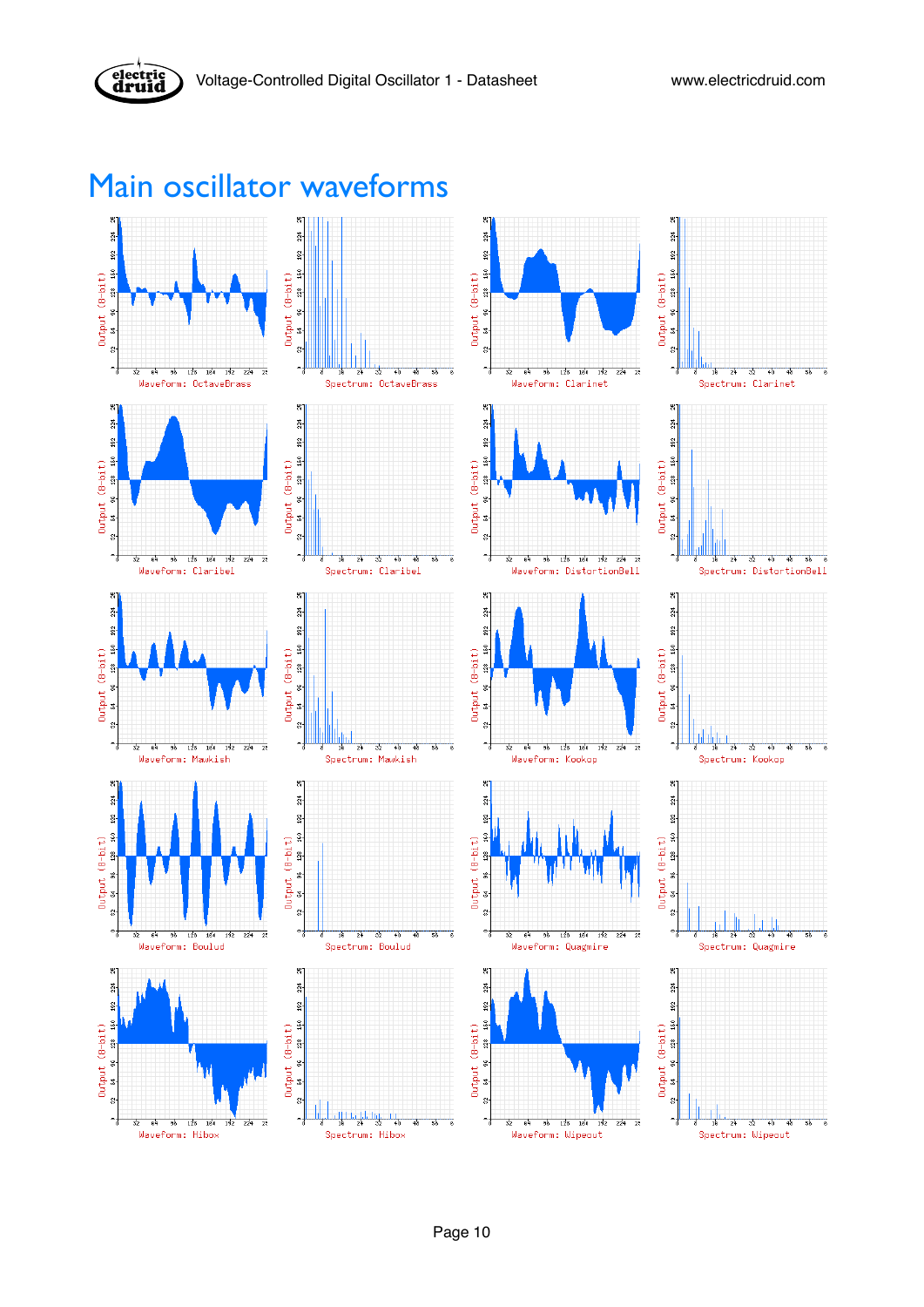# Main oscillator waveforms

Waveform: OctaveBrass

Spectrum: OctaveBrass

Waveform: Clarinet

Spectrum: Clarinet

Waveform: Claribel

Spectrum: Claribel

Waveform: DistortionBell

Spectrum: DistortionBell

Waveform: Mawkish

Spectrum: Mawkish

Waveform: Kookop

Spectrum: Kookop

Waveform: Boulud

Spectrum: Boulud

Waveform: Quagmire

Spectrum: Quagmire

Waveform: Hibox

Spectrum: Hibox

Waveform: Wipeout

Spectrum: Wipeout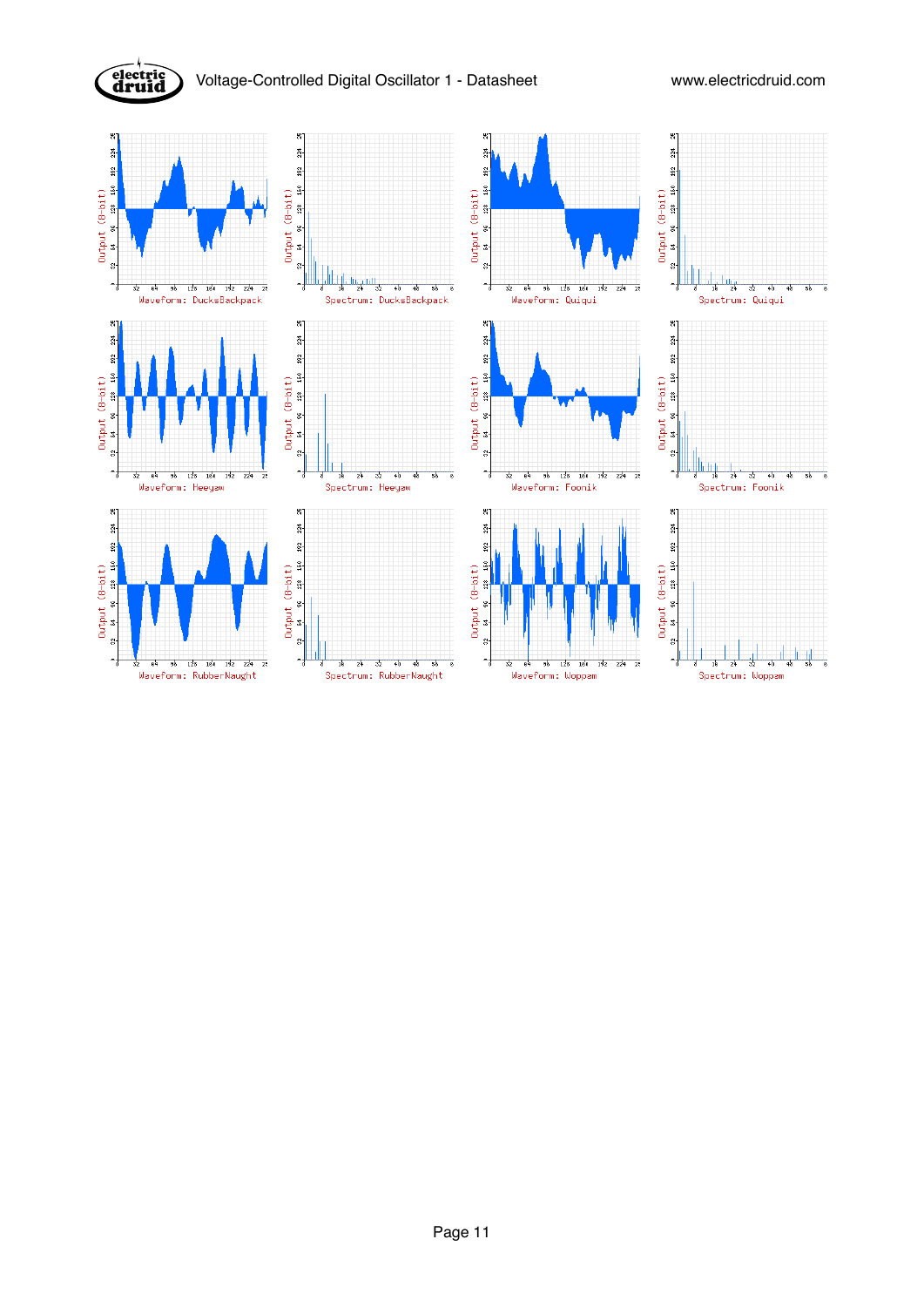Waveform: DucksBackpack

Spectrum: DucksBackpack

Waveform: Quiqui

Spectrum: Quiqui

Waveform: Heegaw

Spectrum: Heegaw

Waveform: Foonik

Spectrum: Foonik

Waveform: RubberNaught

Spectrum: RubberNaught

Waveform: Woppam

Spectrum: Woppam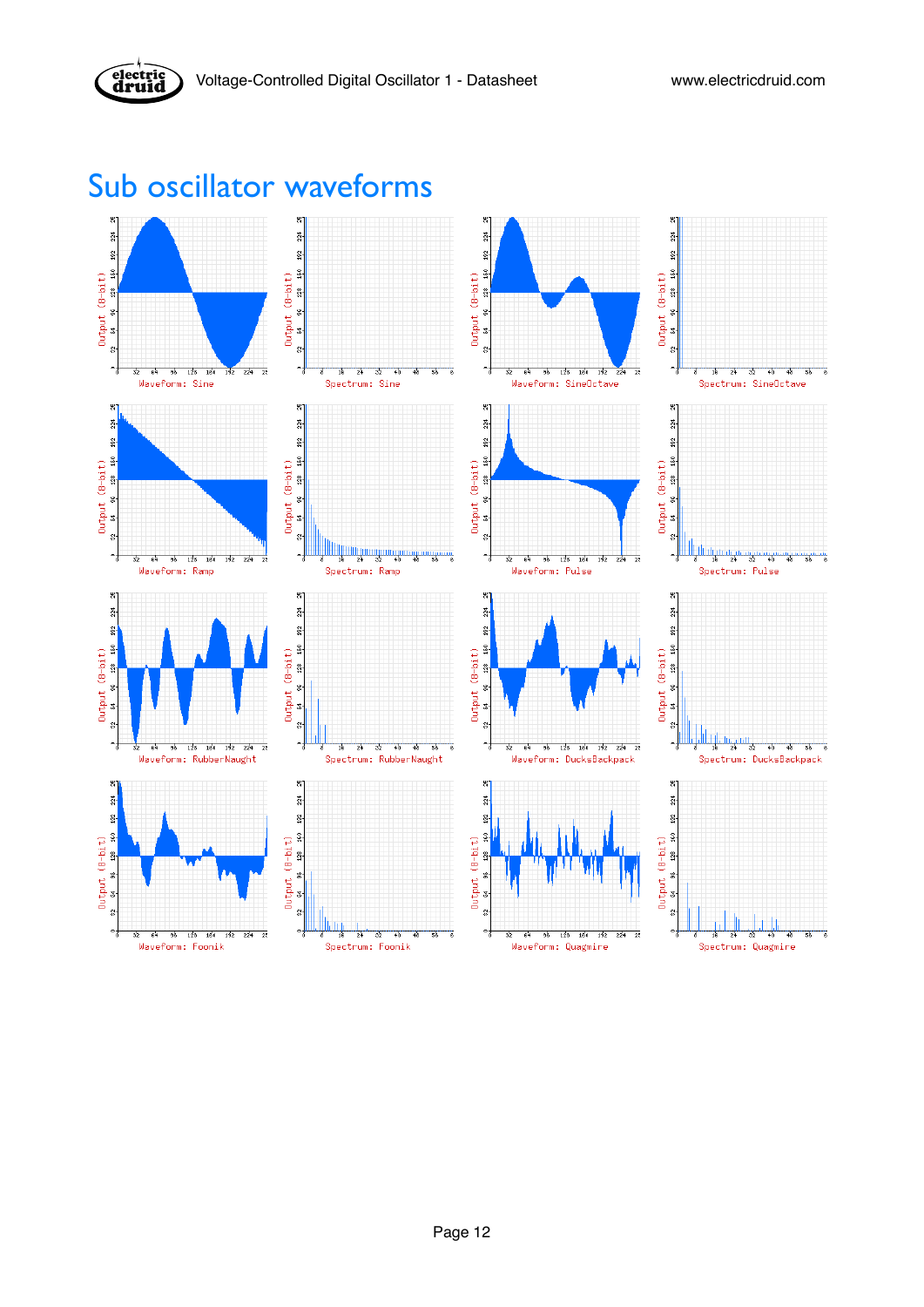# Sub oscillator waveforms

Waveform: Sine

Spectrum: Sine

Waveform: SineOctave

Spectrum: SineOctave

Waveform: Ramp

Spectrum: Ramp

Waveform: Pulse

Spectrum: Pulse

Waveform: RubberNaught

Spectrum: RubberNaught

Waveform: DucksBackpack

Spectrum: DucksBackpack

Waveform: Foonik

Spectrum: Foonik

Waveform: Quagmire

Spectrum: Quagmire